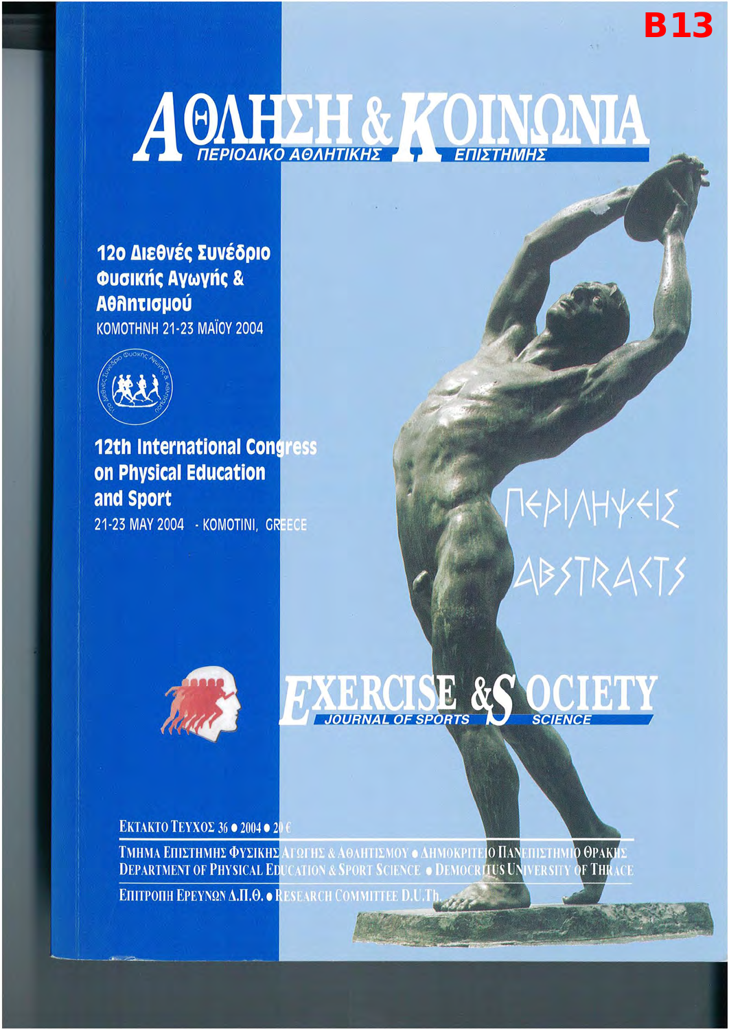B13

# ΑΘΛΗΣΗ & ΚΟΙΝΩΝΙΑ

ΠΕΡΙΟΔΙΚΟ ΑΘΛΗΤΙΚΗΣ ΕΠΙΣΤΗΜΗΣ

**12ο Διεθνές Συνέδριο Φυσικής Αγωγής & Αθλητισμού**

ΚΟΜΟΤΗΝΗ 21-23 ΜΑΪΟΥ 2004

**12th International Congress on Physical Education and Sport**

21-23 MAY 2004 - KOMOTINI, GREECE

ΠΕΡΙΛΗΨΕΙΣ

ABSTRACTS

# EXERCISE & SOCIETY

JOURNAL OF SPORTS SCIENCE

ΕΚΤΑΚΤΟ ΤΕΥΧΟΣ 36 • 2004 • 20 €

ΤΜΗΜΑ ΕΠΙΣΤΗΜΗΣ ΦΥΣΙΚΗΣ ΑΓΩΓΗΣ & ΑΘΛΗΤΙΣΜΟΥ • ΔΗΜΟΚΡΙΤΕΙΟ ΠΑΝΕΠΙΣΤΗΜΙΟ ΘΡΑΚΗΣ

DEPARTMENT OF PHYSICAL EDUCATION & SPORT SCIENCE • DEMOCRITUS UNIVERSITY OF THRACE

ΕΠΙΤΡΟΠΗ ΕΡΕΥΝΩΝ Δ.Π.Θ. • RESEARCH COMMITTEE D.U.Th.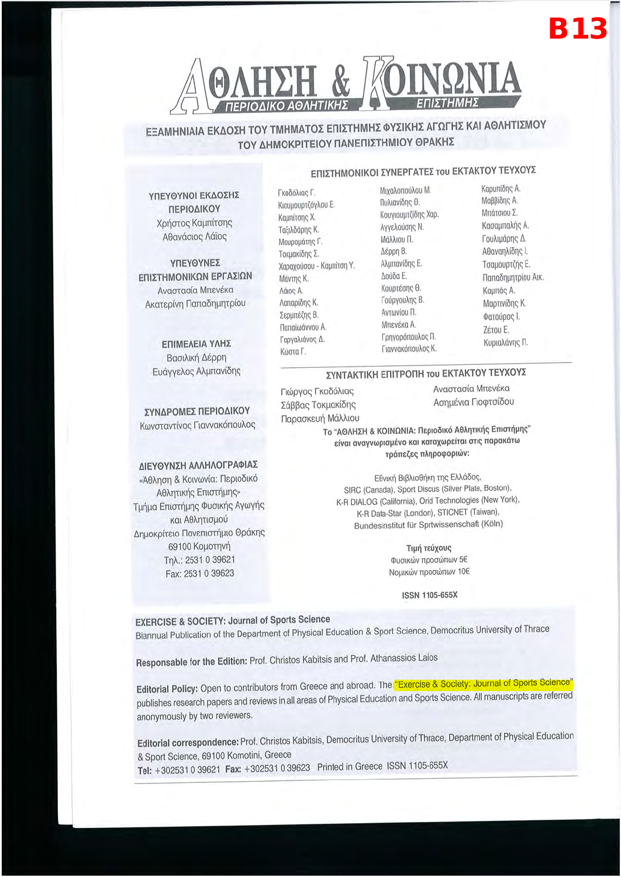B13

# ΑΘΛΗΣΗ & ΚΟΙΝΩΝΙΑ

## ΠΕΡΙΟΔΙΚΟ ΑΘΛΗΤΙΚΗΣ ΕΠΙΣΤΗΜΗΣ

**ΕΞΑΜΗΝΙΑΙΑ ΕΚΔΟΣΗ ΤΟΥ ΤΜΗΜΑΤΟΣ ΕΠΙΣΤΗΜΗΣ ΦΥΣΙΚΗΣ ΑΓΩΓΗΣ ΚΑΙ ΑΘΛΗΤΙΣΜΟΥ ΤΟΥ ΔΗΜΟΚΡΙΤΕΙΟΥ ΠΑΝΕΠΙΣΤΗΜΙΟΥ ΘΡΑΚΗΣ**

**ΥΠΕΥΘΥΝΟΙ ΕΚΔΟΣΗΣ ΠΕΡΙΟΔΙΚΟΥ**
Χρήστος Καμπίτσης
Αθανάσιος Λάϊος

**ΥΠΕΥΘΥΝΕΣ ΕΠΙΣΤΗΜΟΝΙΚΩΝ ΕΡΓΑΣΙΩΝ**
Αναστασία Μπενέκα
Ακατερίνη Παπαδημητρίου

**ΕΠΙΜΕΛΕΙΑ ΥΛΗΣ**
Βασιλική Δέρρη
Ευάγγελος Αλμπανίδης

**ΣΥΝΔΡΟΜΕΣ ΠΕΡΙΟΔΙΚΟΥ**
Κωνσταντίνος Γιαννακόπουλος

**ΔΙΕΥΘΥΝΣΗ ΑΛΛΗΛΟΓΡΑΦΙΑΣ**
«Αθληση & Κοινωνία: Περιοδικό Αθλητικής Επιστήμης»
Τμήμα Επιστήμης Φυσικής Αγωγής και Αθλητισμού
Δημοκρίτειο Πανεπιστήμιο Θράκης
69100 Κομοτηνή
Τηλ.: 2531 0 39621
Fax: 2531 0 39623

**ΕΠΙΣΤΗΜΟΝΙΚΟΙ ΣΥΝΕΡΓΑΤΕΣ του ΕΚΤΑΚΤΟΥ ΤΕΥΧΟΥΣ**

Γκοδόλιας Γ., Κιουμουρτζόγλου Ε., Καμπίτσης Χ., Ταξιλδάρης Κ., Μαυρομάτης Γ., Τοκμακίδης Σ., Χαραχούσου - Καμπίτση Υ., Μάντης Κ., Λάϊος Α., Λαπαρίδης Κ., Σερμπέζης Β., Παπαϊωάννου Α., Γοργαλιάνος Δ., Κώστα Γ., Μιχαλοπούλου Μ., Πυλιανίδης Θ., Κουγιουμτζίδης Χαρ., Αγγελούσης Ν., Μάλλιου Π., Δέρρη Β., Αλμπανίδης Ε., Δούδα Ε., Κουρτέσης Θ., Γούργουλης Β., Αντωνίου Π., Μπενέκα Α., Γρηγορόπουλος Π., Γιαννακόπουλος Κ., Καρυπίδης Α., Μαββίδης Α., Μπάτσιου Σ., Κασαμπαλής Α., Γουλιμάρης Δ., Αθαναηλίδης Ι., Τσαμουρτζής Ε., Παπαδημητρίου Αικ., Καμπάς Α., Μαρτινίδης Κ., Φατούρος Ι., Ζέτου Ε., Κυριαλάνης Π.

**ΣΥΝΤΑΚΤΙΚΗ ΕΠΙΤΡΟΠΗ του ΕΚΤΑΚΤΟΥ ΤΕΥΧΟΥΣ**

Γιώργος Γκοδόλιας
Σάββας Τοκμακίδης
Παρασκευή Μάλλιου
Αναστασία Μπενέκα
Ασημένια Γιοφτσίδου

**Το "ΑΘΛΗΣΗ & ΚΟΙΝΩΝΙΑ: Περιοδικό Αθλητικής Επιστήμης" είναι αναγνωρισμένο και καταχωρείται στις παρακάτω τράπεζες πληροφοριών:**

Εθνική Βιβλιοθήκη της Ελλάδος,
SIRC (Canada), Sport Discus (Silver Plate, Boston),
K-R DIALOG (California), Orid Technologies (New York),
K-R Data-Star (London), STICNET (Taiwan),
Bundesinstitut für Sprtwissenschaft (Köln)

**Τιμή τεύχους**
Φυσικών προσώπων 5€
Νομικών προσώπων 10€

**ISSN 1105-655X**

**EXERCISE & SOCIETY: Journal of Sports Science**
Biannual Publication of the Department of Physical Education & Sport Science, Democritus University of Thrace

**Responsable for the Edition:** Prof. Christos Kabitsis and Prof. Athanassios Laios

**Editorial Policy:** Open to contributors from Greece and abroad. The "Exercise & Society: Journal of Sports Science" publishes research papers and reviews in all areas of Physical Education and Sports Science. All manuscripts are referred anonymously by two reviewers.

**Editorial correspondence:** Prof. Christos Kabitsis, Democritus University of Thrace, Department of Physical Education & Sport Science, 69100 Komotini, Greece
**Tel:** +302531 0 39621 **Fax:** +302531 0 39623 Printed in Greece ISSN 1105-655X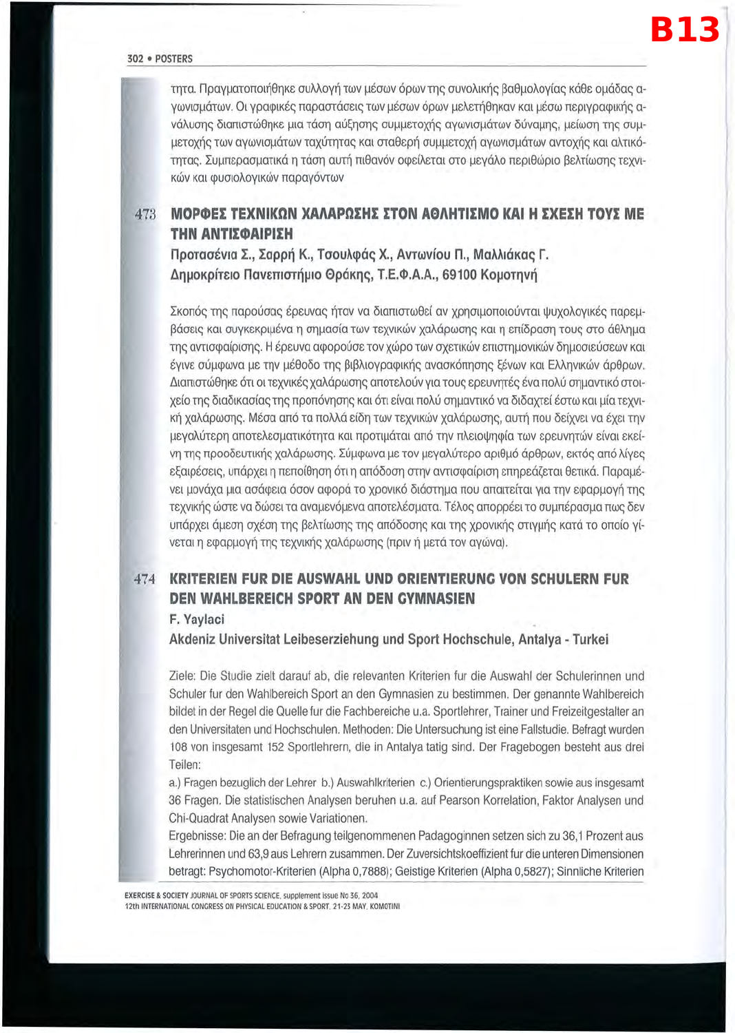τητα. Πραγματοποιήθηκε συλλογή των μέσων όρων της συνολικής βαθμολογίας κάθε ομάδας αγωνισμάτων. Οι γραφικές παραστάσεις των μέσων όρων μελετήθηκαν και μέσω περιγραφικής ανάλυσης διαπιστώθηκε μια τάση αύξησης συμμετοχής αγωνισμάτων δύναμης, μείωση της συμμετοχής των αγωνισμάτων ταχύτητας και σταθερή συμμετοχή αγωνισμάτων αντοχής και αλτικότητας. Συμπερασματικά η τάση αυτή πιθανόν οφείλεται στο μεγάλο περιθώριο βελτίωσης τεχνικών και φυσιολογικών παραγόντων

## 473 ΜΟΡΦΕΣ ΤΕΧΝΙΚΩΝ ΧΑΛΑΡΩΣΗΣ ΣΤΟΝ ΑΘΛΗΤΙΣΜΟ ΚΑΙ Η ΣΧΕΣΗ ΤΟΥΣ ΜΕ ΤΗΝ ΑΝΤΙΣΦΑΙΡΙΣΗ

**Προτασένια Σ., Σαρρή Κ., Τσουλφάς Χ., Αντωνίου Π., Μαλλιάκας Γ.**
**Δημοκρίτειο Πανεπιστήμιο Θράκης, Τ.Ε.Φ.Α.Α., 69100 Κομοτηνή**

Σκοπός της παρούσας έρευνας ήταν να διαπιστωθεί αν χρησιμοποιούνται ψυχολογικές παρεμβάσεις και συγκεκριμένα η σημασία των τεχνικών χαλάρωσης και η επίδραση τους στο άθλημα της αντισφαίρισης. Η έρευνα αφορούσε τον χώρο των σχετικών επιστημονικών δημοσιεύσεων και έγινε σύμφωνα με την μέθοδο της βιβλιογραφικής ανασκόπησης ξένων και Ελληνικών άρθρων. Διαπιστώθηκε ότι οι τεχνικές χαλάρωσης αποτελούν για τους ερευνητές ένα πολύ σημαντικό στοιχείο της διαδικασίας της προπόνησης και ότι είναι πολύ σημαντικό να διδαχτεί έστω και μία τεχνική χαλάρωσης. Μέσα από τα πολλά είδη των τεχνικών χαλάρωσης, αυτή που δείχνει να έχει την μεγαλύτερη αποτελεσματικότητα και προτιμάται από την πλειοψηφία των ερευνητών είναι εκείνη της προοδευτικής χαλάρωσης. Σύμφωνα με τον μεγαλύτερο αριθμό άρθρων, εκτός από λίγες εξαιρέσεις, υπάρχει η πεποίθηση ότι η απόδοση στην αντισφαίριση επηρεάζεται θετικά. Παραμένει μονάχα μια ασάφεια όσον αφορά το χρονικό διάστημα που απαιτείται για την εφαρμογή της τεχνικής ώστε να δώσει τα αναμενόμενα αποτελέσματα. Τέλος απορρέει το συμπέρασμα πως δεν υπάρχει άμεση σχέση της βελτίωσης της απόδοσης και της χρονικής στιγμής κατά το οποίο γίνεται η εφαρμογή της τεχνικής χαλάρωσης (πριν ή μετά τον αγώνα).

## 474 KRITERIEN FUR DIE AUSWAHL UND ORIENTIERUNG VON SCHULERN FUR DEN WAHLBEREICH SPORT AN DEN GYMNASIEN

**F. Yaylaci**
**Akdeniz Universitat Leibeserziehung und Sport Hochschule, Antalya - Turkei**

Ziele: Die Studie zielt darauf ab, die relevanten Kriterien fur die Auswahl der Schulerinnen und Schuler fur den Wahlbereich Sport an den Gymnasien zu bestimmen. Der genannte Wahlbereich bildet in der Regel die Quelle fur die Fachbereiche u.a. Sportlehrer, Trainer und Freizeitgestalter an den Universitaten und Hochschulen. Methoden: Die Untersuchung ist eine Fallstudie. Befragt wurden 108 von insgesamt 152 Sportlehrern, die in Antalya tatig sind. Der Fragebogen besteht aus drei Teilen:

a.) Fragen bezuglich der Lehrer b.) Auswahlkriterien c.) Orientierungspraktiken sowie aus insgesamt 36 Fragen. Die statistischen Analysen beruhen u.a. auf Pearson Korrelation, Faktor Analysen und Chi-Quadrat Analysen sowie Variationen.

Ergebnisse: Die an der Befragung teilgenommenen Padagoginnen setzen sich zu 36,1 Prozent aus Lehrerinnen und 63,9 aus Lehrern zusammen. Der Zuversichtskoeffizient fur die unteren Dimensionen betragt: Psychomotor-Kriterien (Alpha 0,7888); Geistige Kriterien (Alpha 0,5827); Sinnliche Kriterien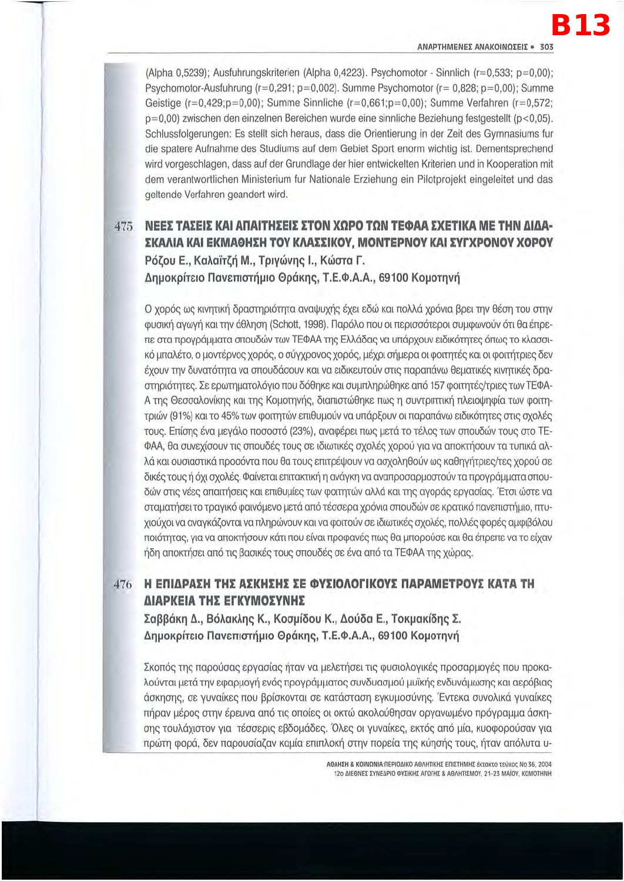(Alpha 0,5239); Ausfuhrungskriterien (Alpha 0,4223). Psychomotor - Sinnlich (r=0,533; p=0,00); Psychomotor-Ausfuhrung (r=0,291; p=0,002). Summe Psychomotor (r= 0,828; p=0,00); Summe Geistige (r=0,429;p=0,00); Summe Sinnliche (r=0,661;p=0,00); Summe Verfahren (r=0,572; p=0,00) zwischen den einzelnen Bereichen wurde eine sinnliche Beziehung festgestellt (p<0,05). Schlussfolgerungen: Es stellt sich heraus, dass die Orientierung in der Zeit des Gymnasiums fur die spatere Aufnahme des Studiums auf dem Gebiet Sport enorm wichtig ist. Dementsprechend wird vorgeschlagen, dass auf der Grundlage der hier entwickelten Kriterien und in Kooperation mit dem verantwortlichen Ministerium fur Nationale Erziehung ein Pilotprojekt eingeleitet und das geltende Verfahren geandert wird.

## 475 ΝΕΕΣ ΤΑΣΕΙΣ ΚΑΙ ΑΠΑΙΤΗΣΕΙΣ ΣΤΟΝ ΧΩΡΟ ΤΩΝ ΤΕΦΑΑ ΣΧΕΤΙΚΑ ΜΕ ΤΗΝ ΔΙΔΑΣΚΑΛΙΑ ΚΑΙ ΕΚΜΑΘΗΣΗ ΤΟΥ ΚΛΑΣΣΙΚΟΥ, ΜΟΝΤΕΡΝΟΥ ΚΑΙ ΣΥΓΧΡΟΝΟΥ ΧΟΡΟΥ

**Ρόζου Ε., Καλαϊτζή Μ., Τριγώνης Ι., Κώστα Γ.**
**Δημοκρίτειο Πανεπιστήμιο Θράκης, Τ.Ε.Φ.Α.Α., 69100 Κομοτηνή**

Ο χορός ως κινητική δραστηριότητα αναψυχής έχει εδώ και πολλά χρόνια βρει την θέση του στην φυσική αγωγή και την άθληση (Schott, 1998). Παρόλο που οι περισσότεροι συμφωνούν ότι θα έπρεπε στα προγράμματα σπουδών των ΤΕΦΑΑ της Ελλάδας να υπάρχουν ειδικότητες όπως το κλασσικό μπαλέτο, ο μοντέρνος χορός, ο σύγχρονος χορός, μέχρι σήμερα οι φοιτητές και οι φοιτήτριες δεν έχουν την δυνατότητα να σπουδάσουν και να ειδικευτούν στις παραπάνω θεματικές κινητικές δραστηριότητες. Σε ερωτηματολόγιο που δόθηκε και συμπληρώθηκε από 157 φοιτητές/τριες των ΤΕΦΑ-Α της Θεσσαλονίκης και της Κομοτηνής, διαπιστώθηκε πως η συντριπτική πλειοψηφία των φοιτητριών (91%) και το 45% των φοιτητών επιθυμούν να υπάρξουν οι παραπάνω ειδικότητες στις σχολές τους. Επίσης ένα μεγάλο ποσοστό (23%), αναφέρει πως μετά το τέλος των σπουδών τους στο ΤΕ-ΦΑΑ, θα συνεχίσουν τις σπουδές τους σε ιδιωτικές σχολές χορού για να αποκτήσουν τα τυπικά αλλά και ουσιαστικά προσόντα που θα τους επιτρέψουν να ασχοληθούν ως καθηγήτριες/τες χορού σε δικές τους ή όχι σχολές. Φαίνεται επιτακτική η ανάγκη να αναπροσαρμοστούν τα προγράμματα σπουδών στις νέες απαιτήσεις και επιθυμίες των φοιτητών αλλά και της αγοράς εργασίας. Έτσι ώστε να σταματήσει το τραγικό φαινόμενο μετά από τέσσερα χρόνια σπουδών σε κρατικό πανεπιστήμιο, πτυχιούχοι να αναγκάζονται να πληρώνουν και να φοιτούν σε ιδιωτικές σχολές, πολλές φορές αμφιβόλου ποιότητας, για να αποκτήσουν κάτι που είναι προφανές πως θα μπορούσε και θα έπρεπε να το είχαν ήδη αποκτήσει από τις βασικές τους σπουδές σε ένα από τα ΤΕΦΑΑ της χώρας.

## 476 Η ΕΠΙΔΡΑΣΗ ΤΗΣ ΑΣΚΗΣΗΣ ΣΕ ΦΥΣΙΟΛΟΓΙΚΟΥΣ ΠΑΡΑΜΕΤΡΟΥΣ ΚΑΤΑ ΤΗ ΔΙΑΡΚΕΙΑ ΤΗΣ ΕΓΚΥΜΟΣΥΝΗΣ

**Σαββάκη Δ., Βόλακλης Κ., Κοσμίδου Κ., Δούδα Ε., Τοκμακίδης Σ.**
**Δημοκρίτειο Πανεπιστήμιο Θράκης, Τ.Ε.Φ.Α.Α., 69100 Κομοτηνή**

Σκοπός της παρούσας εργασίας ήταν να μελετήσει τις φυσιολογικές προσαρμογές που προκαλούνται μετά την εφαρμογή ενός προγράμματος συνδυασμού μυϊκής ενδυνάμωσης και αερόβιας άσκησης, σε γυναίκες που βρίσκονται σε κατάσταση εγκυμοσύνης. Έντεκα συνολικά γυναίκες πήραν μέρος στην έρευνα από τις οποίες οι οκτώ ακολούθησαν οργανωμένο πρόγραμμα άσκησης τουλάχιστον για τέσσερις εβδομάδες. Όλες οι γυναίκες, εκτός από μία, κυοφορούσαν για πρώτη φορά, δεν παρουσίαζαν καμία επιπλοκή στην πορεία της κύησής τους, ήταν απόλυτα υ-